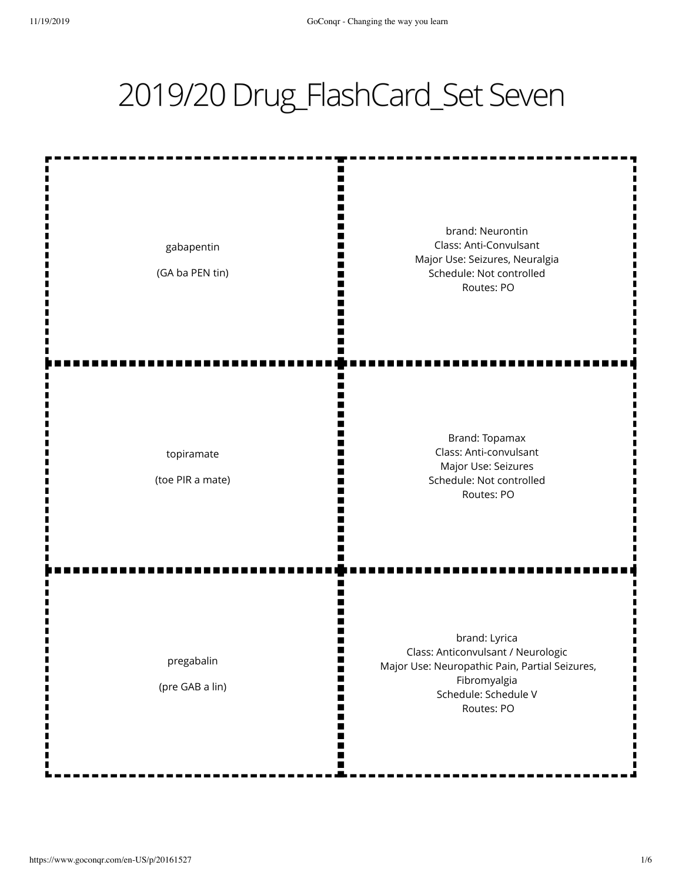# 2019/20 Drug_FlashCard_Set Seven

| | |
|---|---|
| gabapentin<br><br>(GA ba PEN tin) | brand: Neurontin<br>Class: Anti-Convulsant<br>Major Use: Seizures, Neuralgia<br>Schedule: Not controlled<br>Routes: PO |
| topiramate<br><br>(toe PIR a mate) | Brand: Topamax<br>Class: Anti-convulsant<br>Major Use: Seizures<br>Schedule: Not controlled<br>Routes: PO |
| pregabalin<br><br>(pre GAB a lin) | brand: Lyrica<br>Class: Anticonvulsant / Neurologic<br>Major Use: Neuropathic Pain, Partial Seizures, Fibromyalgia<br>Schedule: Schedule V<br>Routes: PO |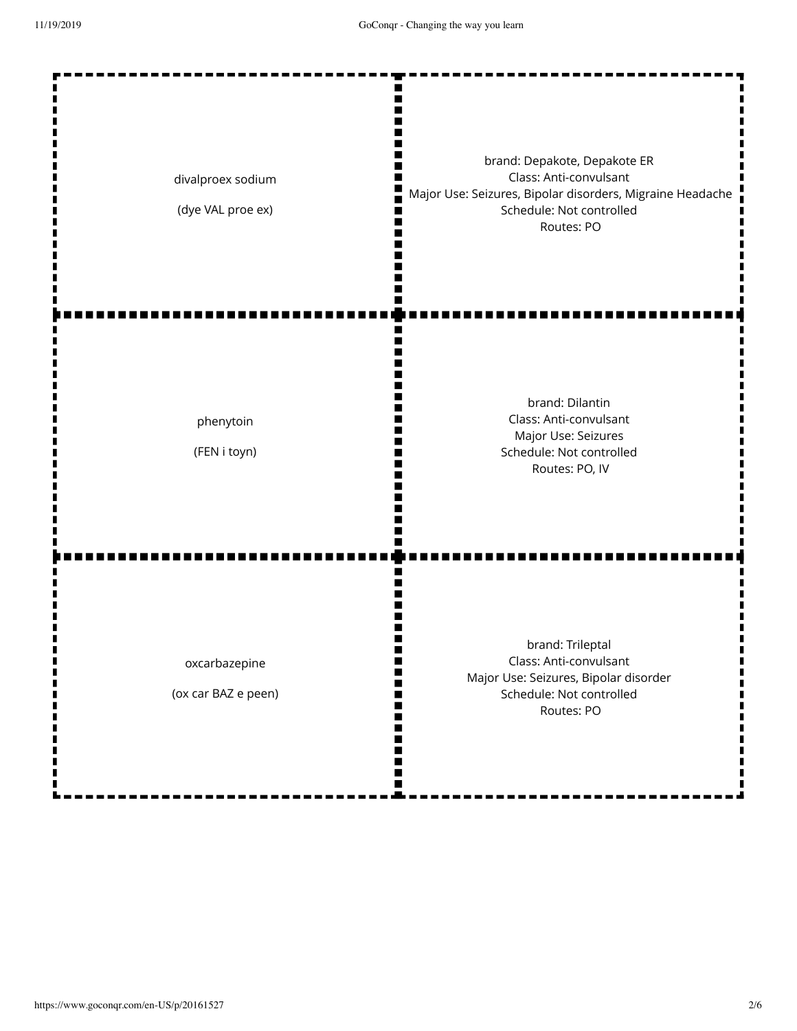| | |
|---|---|
| divalproex sodium<br><br>(dye VAL proe ex) | brand: Depakote, Depakote ER<br>Class: Anti-convulsant<br>Major Use: Seizures, Bipolar disorders, Migraine Headache<br>Schedule: Not controlled<br>Routes: PO |
| phenytoin<br><br>(FEN i toyn) | brand: Dilantin<br>Class: Anti-convulsant<br>Major Use: Seizures<br>Schedule: Not controlled<br>Routes: PO, IV |
| oxcarbazepine<br><br>(ox car BAZ e peen) | brand: Trileptal<br>Class: Anti-convulsant<br>Major Use: Seizures, Bipolar disorder<br>Schedule: Not controlled<br>Routes: PO |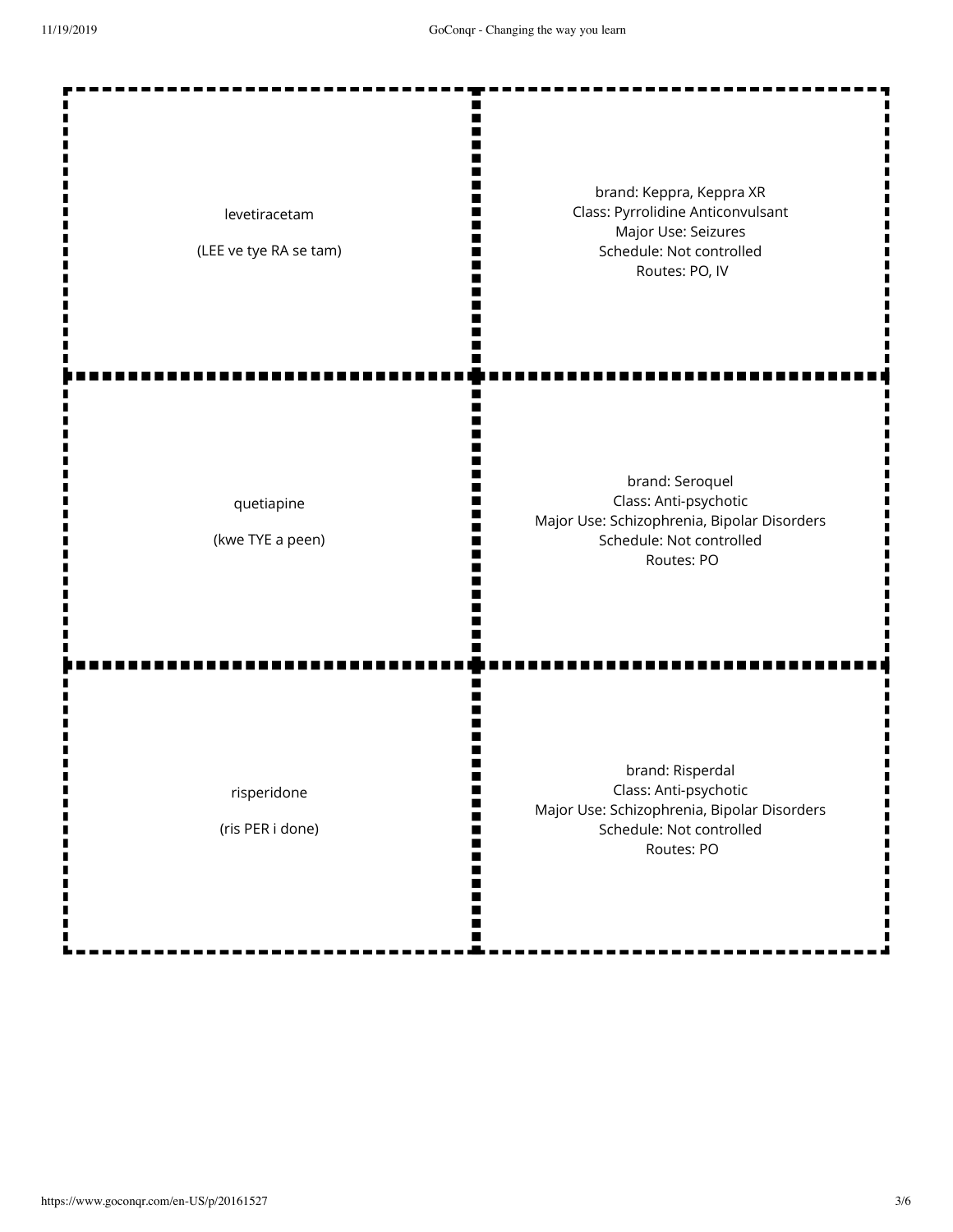| Term | Definition |
| --- | --- |
| levetiracetam<br><br>(LEE ve tye RA se tam) | brand: Keppra, Keppra XR<br>Class: Pyrrolidine Anticonvulsant<br>Major Use: Seizures<br>Schedule: Not controlled<br>Routes: PO, IV |
| quetiapine<br><br>(kwe TYE a peen) | brand: Seroquel<br>Class: Anti-psychotic<br>Major Use: Schizophrenia, Bipolar Disorders<br>Schedule: Not controlled<br>Routes: PO |
| risperidone<br><br>(ris PER i done) | brand: Risperdal<br>Class: Anti-psychotic<br>Major Use: Schizophrenia, Bipolar Disorders<br>Schedule: Not controlled<br>Routes: PO |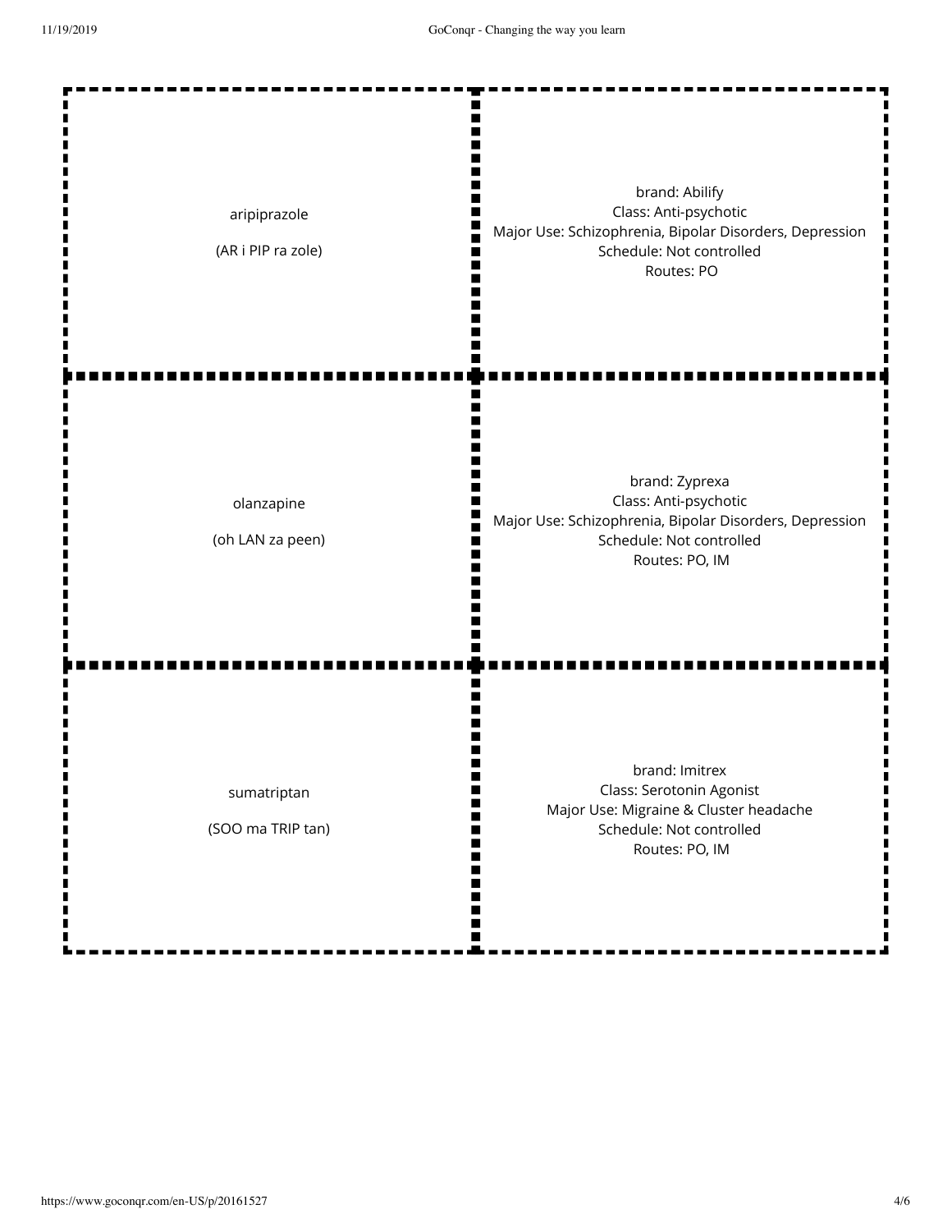| | |
|---|---|
| aripiprazole<br><br>(AR i PIP ra zole) | brand: Abilify<br>Class: Anti-psychotic<br>Major Use: Schizophrenia, Bipolar Disorders, Depression<br>Schedule: Not controlled<br>Routes: PO |
| olanzapine<br><br>(oh LAN za peen) | brand: Zyprexa<br>Class: Anti-psychotic<br>Major Use: Schizophrenia, Bipolar Disorders, Depression<br>Schedule: Not controlled<br>Routes: PO, IM |
| sumatriptan<br><br>(SOO ma TRIP tan) | brand: Imitrex<br>Class: Serotonin Agonist<br>Major Use: Migraine & Cluster headache<br>Schedule: Not controlled<br>Routes: PO, IM |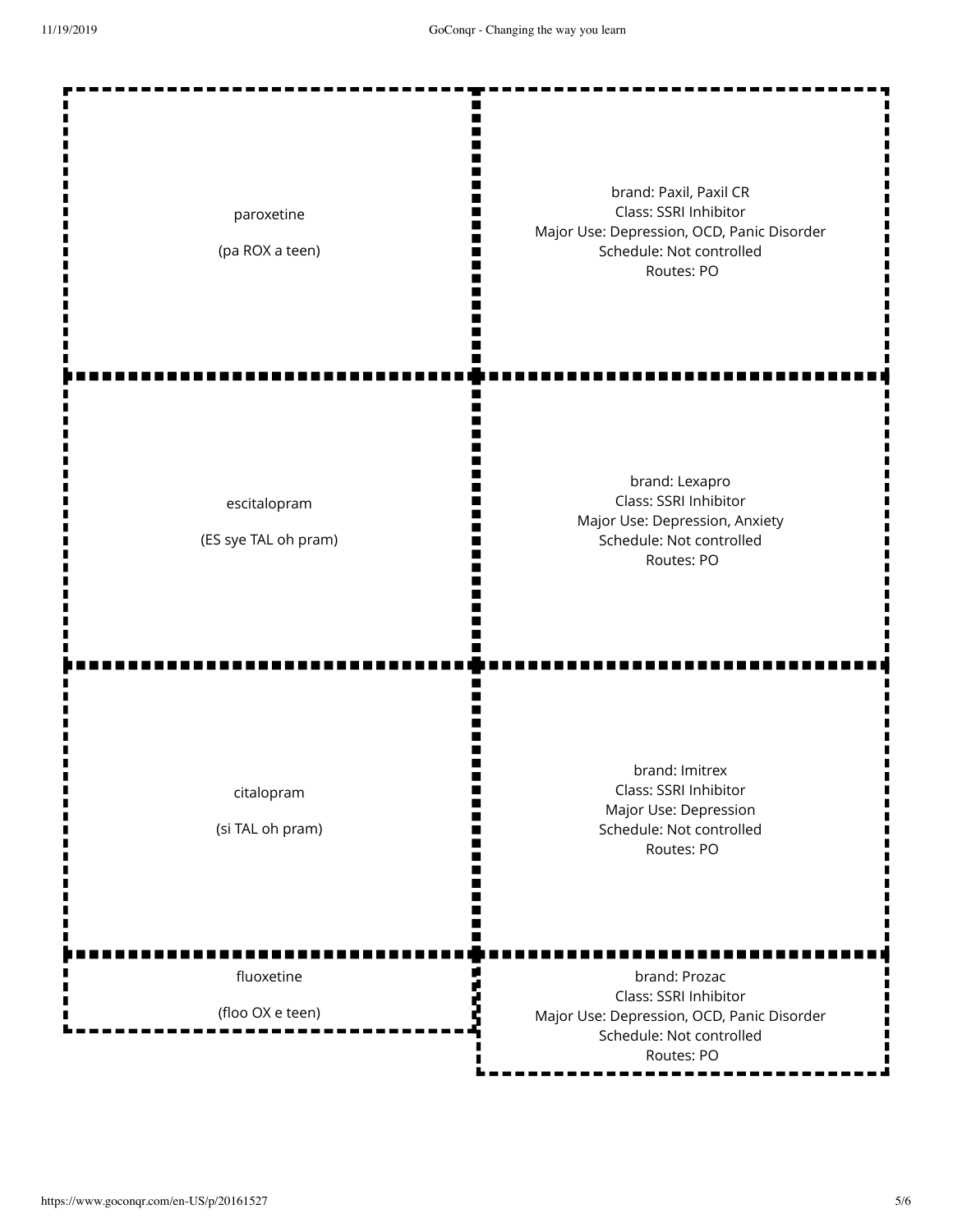| Term | Definition |
| --- | --- |
| paroxetine<br><br>(pa ROX a teen) | brand: Paxil, Paxil CR<br>Class: SSRI Inhibitor<br>Major Use: Depression, OCD, Panic Disorder<br>Schedule: Not controlled<br>Routes: PO |
| escitalopram<br><br>(ES sye TAL oh pram) | brand: Lexapro<br>Class: SSRI Inhibitor<br>Major Use: Depression, Anxiety<br>Schedule: Not controlled<br>Routes: PO |
| citalopram<br><br>(si TAL oh pram) | brand: Imitrex<br>Class: SSRI Inhibitor<br>Major Use: Depression<br>Schedule: Not controlled<br>Routes: PO |
| fluoxetine<br><br>(floo OX e teen) | brand: Prozac<br>Class: SSRI Inhibitor<br>Major Use: Depression, OCD, Panic Disorder<br>Schedule: Not controlled<br>Routes: PO |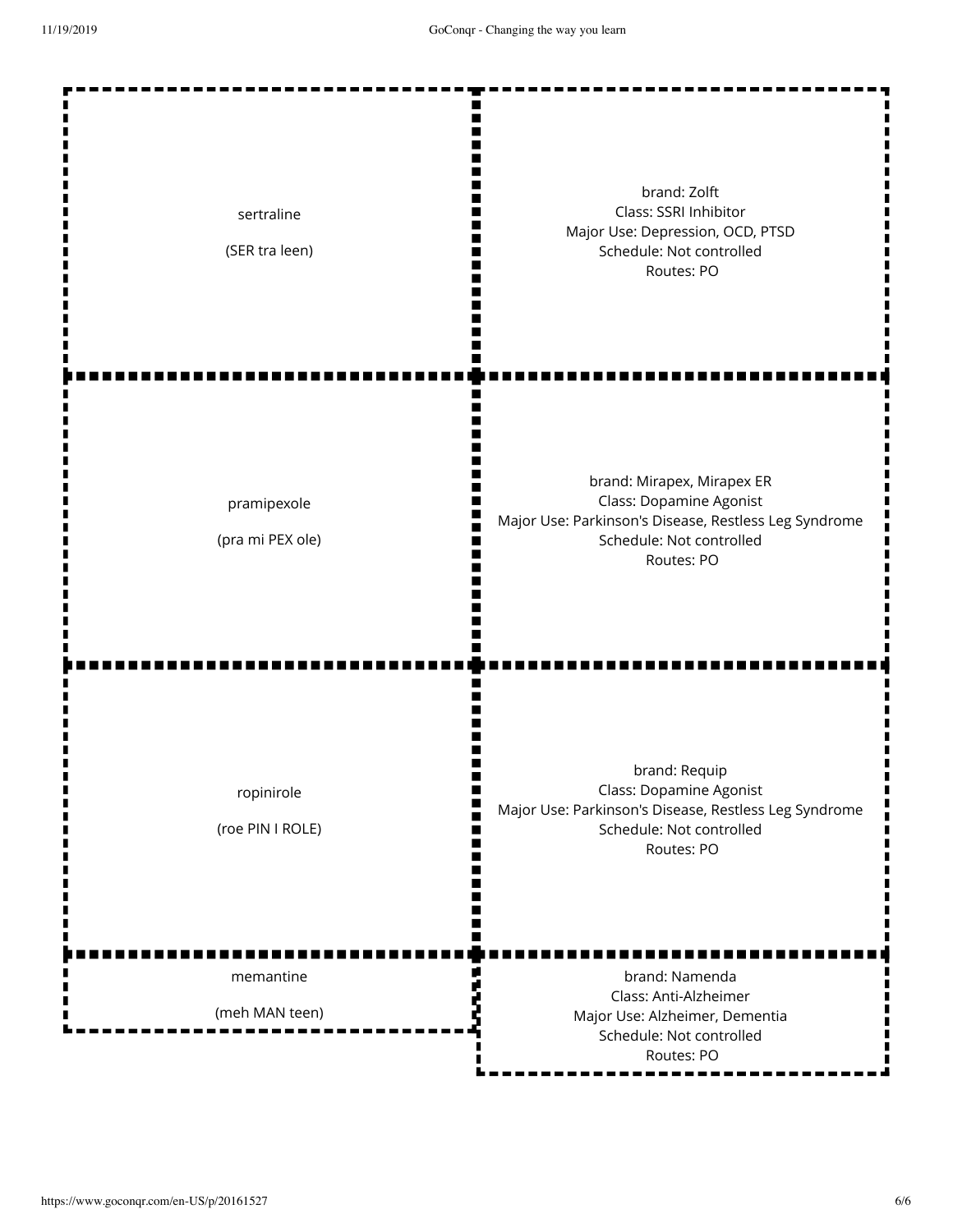| | |
|---|---|
| sertraline<br><br>(SER tra leen) | brand: Zolft<br>Class: SSRI Inhibitor<br>Major Use: Depression, OCD, PTSD<br>Schedule: Not controlled<br>Routes: PO |
| pramipexole<br><br>(pra mi PEX ole) | brand: Mirapex, Mirapex ER<br>Class: Dopamine Agonist<br>Major Use: Parkinson's Disease, Restless Leg Syndrome<br>Schedule: Not controlled<br>Routes: PO |
| ropinirole<br><br>(roe PIN I ROLE) | brand: Requip<br>Class: Dopamine Agonist<br>Major Use: Parkinson's Disease, Restless Leg Syndrome<br>Schedule: Not controlled<br>Routes: PO |
| memantine<br><br>(meh MAN teen) | brand: Namenda<br>Class: Anti-Alzheimer<br>Major Use: Alzheimer, Dementia<br>Schedule: Not controlled<br>Routes: PO |